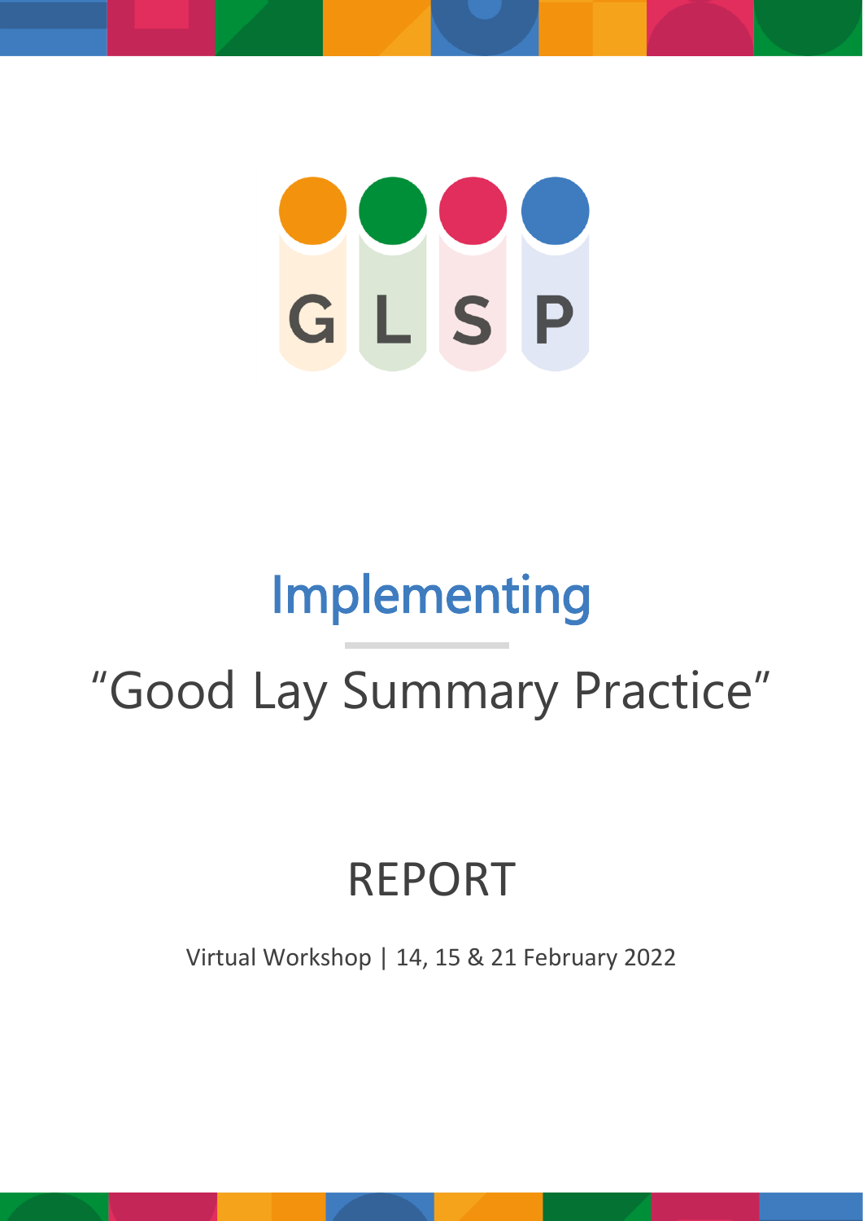G L S P

# Implementing

# "Good Lay Summary Practice"

## REPORT

Virtual Workshop | 14, 15 & 21 February 2022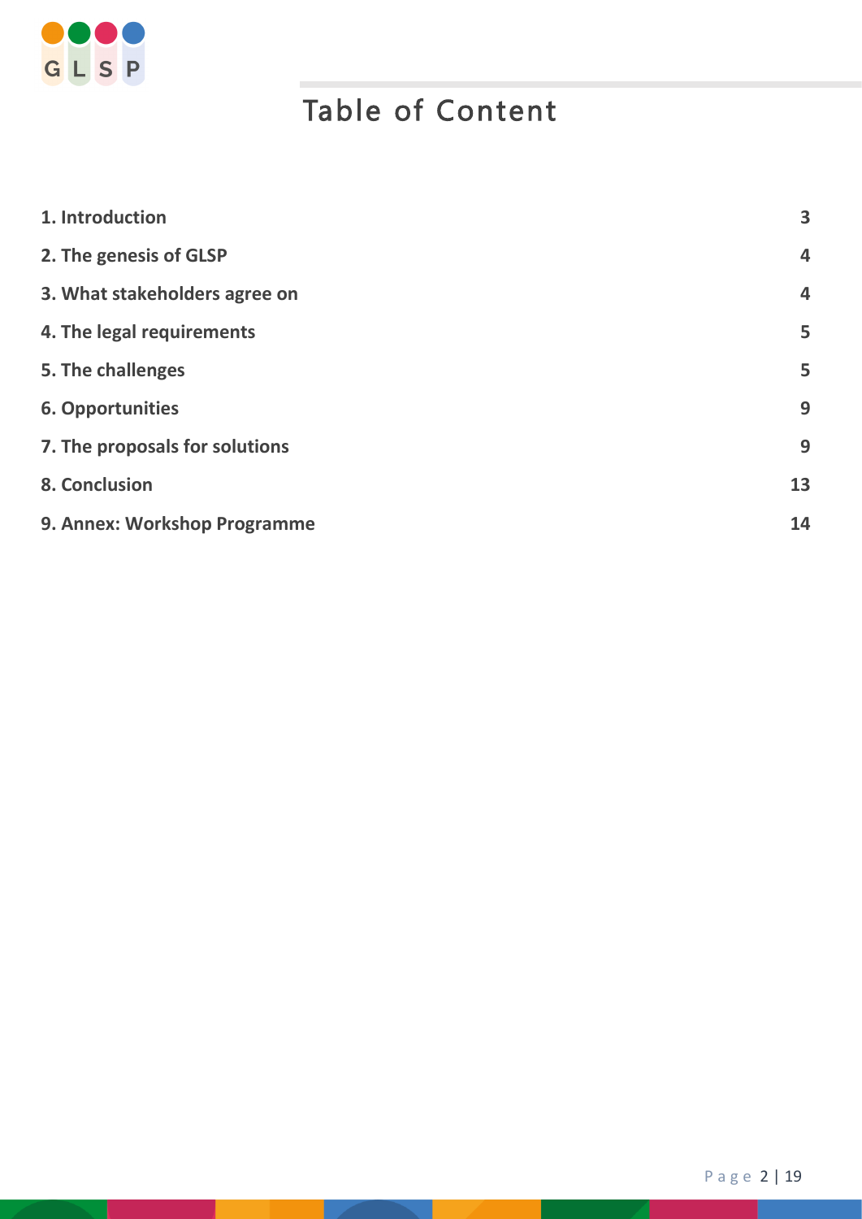# Table of Content

| | |
|---|---|
| **1. Introduction** | **3** |
| **2. The genesis of GLSP** | **4** |
| **3. What stakeholders agree on** | **4** |
| **4. The legal requirements** | **5** |
| **5. The challenges** | **5** |
| **6. Opportunities** | **9** |
| **7. The proposals for solutions** | **9** |
| **8. Conclusion** | **13** |
| **9. Annex: Workshop Programme** | **14** |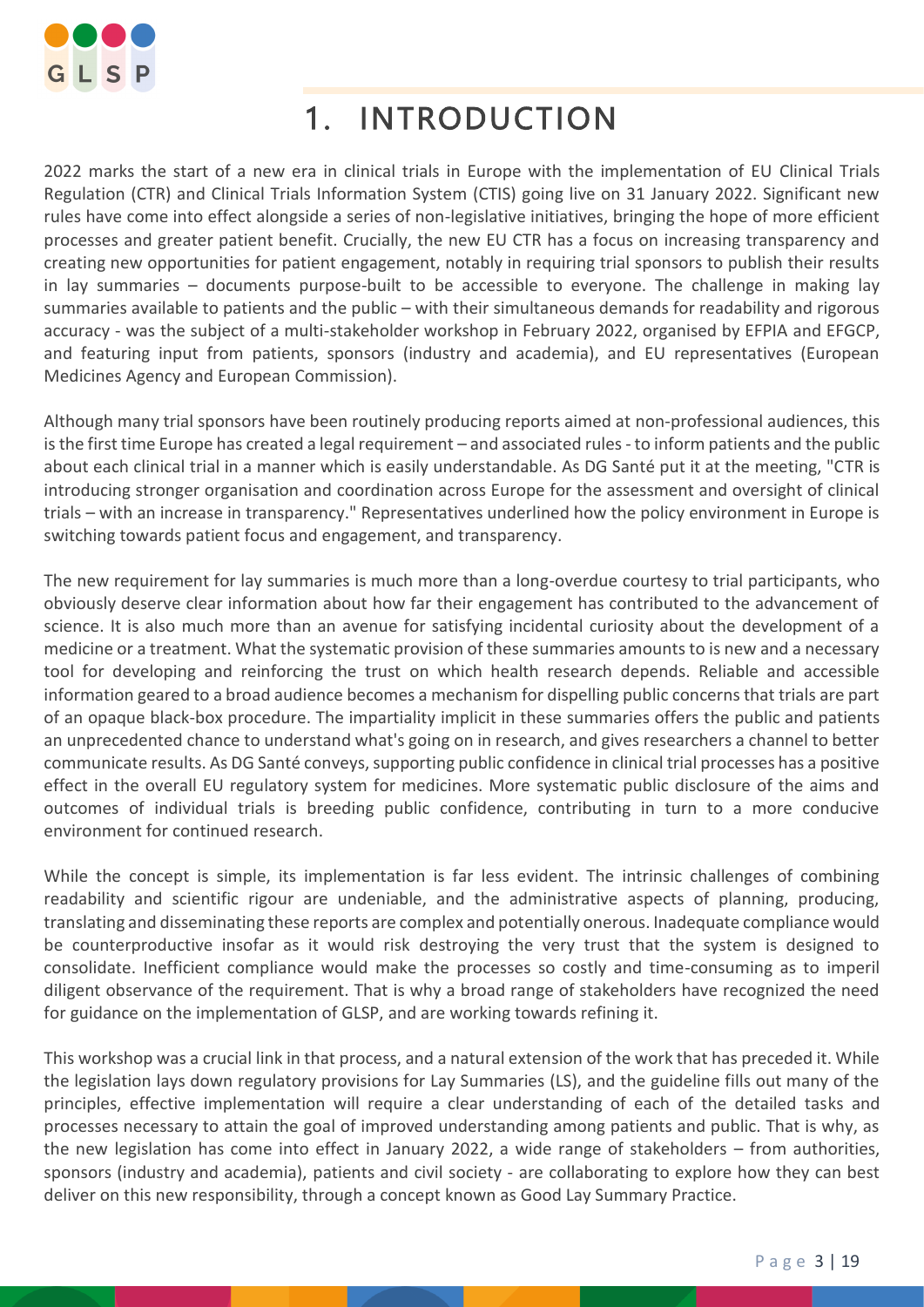# 1. INTRODUCTION

2022 marks the start of a new era in clinical trials in Europe with the implementation of EU Clinical Trials Regulation (CTR) and Clinical Trials Information System (CTIS) going live on 31 January 2022. Significant new rules have come into effect alongside a series of non-legislative initiatives, bringing the hope of more efficient processes and greater patient benefit. Crucially, the new EU CTR has a focus on increasing transparency and creating new opportunities for patient engagement, notably in requiring trial sponsors to publish their results in lay summaries – documents purpose-built to be accessible to everyone. The challenge in making lay summaries available to patients and the public – with their simultaneous demands for readability and rigorous accuracy - was the subject of a multi-stakeholder workshop in February 2022, organised by EFPIA and EFGCP, and featuring input from patients, sponsors (industry and academia), and EU representatives (European Medicines Agency and European Commission).

Although many trial sponsors have been routinely producing reports aimed at non-professional audiences, this is the first time Europe has created a legal requirement – and associated rules - to inform patients and the public about each clinical trial in a manner which is easily understandable. As DG Santé put it at the meeting, "CTR is introducing stronger organisation and coordination across Europe for the assessment and oversight of clinical trials – with an increase in transparency." Representatives underlined how the policy environment in Europe is switching towards patient focus and engagement, and transparency.

The new requirement for lay summaries is much more than a long-overdue courtesy to trial participants, who obviously deserve clear information about how far their engagement has contributed to the advancement of science. It is also much more than an avenue for satisfying incidental curiosity about the development of a medicine or a treatment. What the systematic provision of these summaries amounts to is new and a necessary tool for developing and reinforcing the trust on which health research depends. Reliable and accessible information geared to a broad audience becomes a mechanism for dispelling public concerns that trials are part of an opaque black-box procedure. The impartiality implicit in these summaries offers the public and patients an unprecedented chance to understand what's going on in research, and gives researchers a channel to better communicate results. As DG Santé conveys, supporting public confidence in clinical trial processes has a positive effect in the overall EU regulatory system for medicines. More systematic public disclosure of the aims and outcomes of individual trials is breeding public confidence, contributing in turn to a more conducive environment for continued research.

While the concept is simple, its implementation is far less evident. The intrinsic challenges of combining readability and scientific rigour are undeniable, and the administrative aspects of planning, producing, translating and disseminating these reports are complex and potentially onerous. Inadequate compliance would be counterproductive insofar as it would risk destroying the very trust that the system is designed to consolidate. Inefficient compliance would make the processes so costly and time-consuming as to imperil diligent observance of the requirement. That is why a broad range of stakeholders have recognized the need for guidance on the implementation of GLSP, and are working towards refining it.

This workshop was a crucial link in that process, and a natural extension of the work that has preceded it. While the legislation lays down regulatory provisions for Lay Summaries (LS), and the guideline fills out many of the principles, effective implementation will require a clear understanding of each of the detailed tasks and processes necessary to attain the goal of improved understanding among patients and public. That is why, as the new legislation has come into effect in January 2022, a wide range of stakeholders – from authorities, sponsors (industry and academia), patients and civil society - are collaborating to explore how they can best deliver on this new responsibility, through a concept known as Good Lay Summary Practice.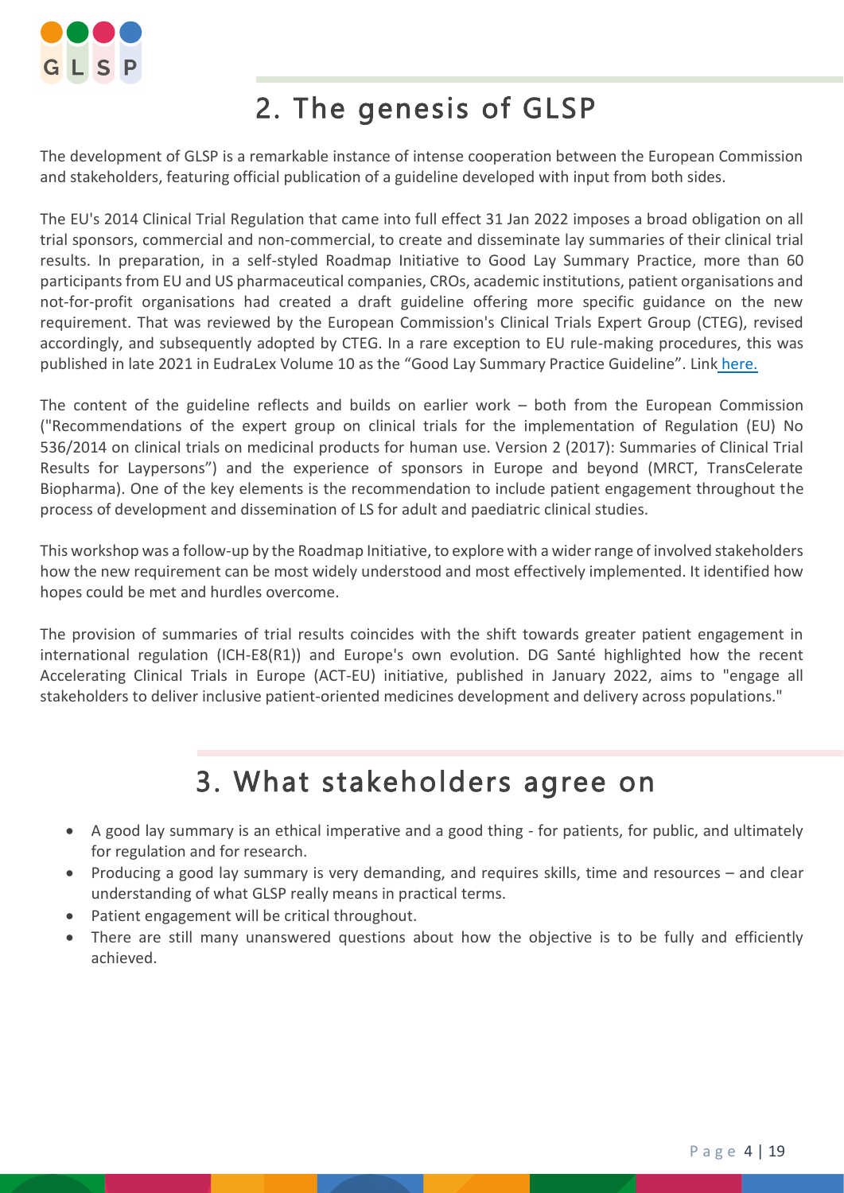## 2. The genesis of GLSP

The development of GLSP is a remarkable instance of intense cooperation between the European Commission and stakeholders, featuring official publication of a guideline developed with input from both sides.

The EU's 2014 Clinical Trial Regulation that came into full effect 31 Jan 2022 imposes a broad obligation on all trial sponsors, commercial and non-commercial, to create and disseminate lay summaries of their clinical trial results. In preparation, in a self-styled Roadmap Initiative to Good Lay Summary Practice, more than 60 participants from EU and US pharmaceutical companies, CROs, academic institutions, patient organisations and not-for-profit organisations had created a draft guideline offering more specific guidance on the new requirement. That was reviewed by the European Commission's Clinical Trials Expert Group (CTEG), revised accordingly, and subsequently adopted by CTEG. In a rare exception to EU rule-making procedures, this was published in late 2021 in EudraLex Volume 10 as the "Good Lay Summary Practice Guideline". Link here.

The content of the guideline reflects and builds on earlier work – both from the European Commission ("Recommendations of the expert group on clinical trials for the implementation of Regulation (EU) No 536/2014 on clinical trials on medicinal products for human use. Version 2 (2017): Summaries of Clinical Trial Results for Laypersons") and the experience of sponsors in Europe and beyond (MRCT, TransCelerate Biopharma). One of the key elements is the recommendation to include patient engagement throughout the process of development and dissemination of LS for adult and paediatric clinical studies.

This workshop was a follow-up by the Roadmap Initiative, to explore with a wider range of involved stakeholders how the new requirement can be most widely understood and most effectively implemented. It identified how hopes could be met and hurdles overcome.

The provision of summaries of trial results coincides with the shift towards greater patient engagement in international regulation (ICH-E8(R1)) and Europe's own evolution. DG Santé highlighted how the recent Accelerating Clinical Trials in Europe (ACT-EU) initiative, published in January 2022, aims to "engage all stakeholders to deliver inclusive patient-oriented medicines development and delivery across populations."

## 3. What stakeholders agree on

- A good lay summary is an ethical imperative and a good thing - for patients, for public, and ultimately for regulation and for research.
- Producing a good lay summary is very demanding, and requires skills, time and resources – and clear understanding of what GLSP really means in practical terms.
- Patient engagement will be critical throughout.
- There are still many unanswered questions about how the objective is to be fully and efficiently achieved.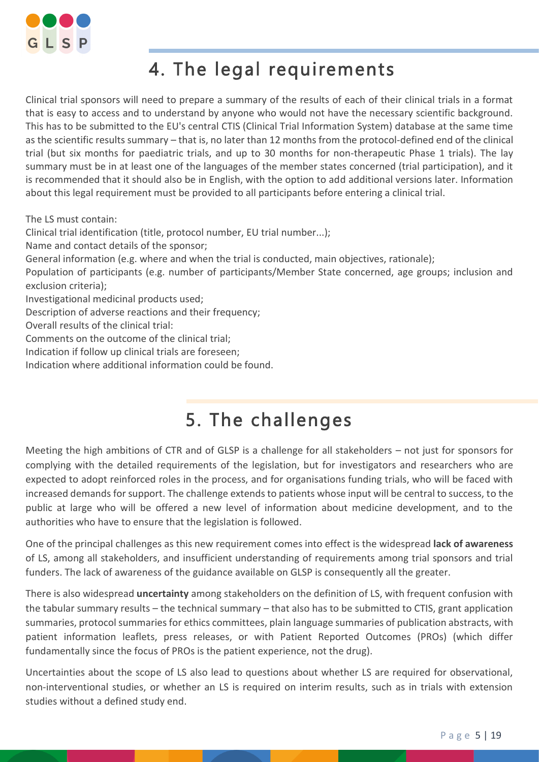# 4. The legal requirements

Clinical trial sponsors will need to prepare a summary of the results of each of their clinical trials in a format that is easy to access and to understand by anyone who would not have the necessary scientific background. This has to be submitted to the EU's central CTIS (Clinical Trial Information System) database at the same time as the scientific results summary – that is, no later than 12 months from the protocol-defined end of the clinical trial (but six months for paediatric trials, and up to 30 months for non-therapeutic Phase 1 trials). The lay summary must be in at least one of the languages of the member states concerned (trial participation), and it is recommended that it should also be in English, with the option to add additional versions later. Information about this legal requirement must be provided to all participants before entering a clinical trial.

The LS must contain:

Clinical trial identification (title, protocol number, EU trial number...);

Name and contact details of the sponsor;

General information (e.g. where and when the trial is conducted, main objectives, rationale);

Population of participants (e.g. number of participants/Member State concerned, age groups; inclusion and exclusion criteria);

Investigational medicinal products used;

Description of adverse reactions and their frequency;

Overall results of the clinical trial:

Comments on the outcome of the clinical trial;

Indication if follow up clinical trials are foreseen;

Indication where additional information could be found.

# 5. The challenges

Meeting the high ambitions of CTR and of GLSP is a challenge for all stakeholders – not just for sponsors for complying with the detailed requirements of the legislation, but for investigators and researchers who are expected to adopt reinforced roles in the process, and for organisations funding trials, who will be faced with increased demands for support. The challenge extends to patients whose input will be central to success, to the public at large who will be offered a new level of information about medicine development, and to the authorities who have to ensure that the legislation is followed.

One of the principal challenges as this new requirement comes into effect is the widespread **lack of awareness** of LS, among all stakeholders, and insufficient understanding of requirements among trial sponsors and trial funders. The lack of awareness of the guidance available on GLSP is consequently all the greater.

There is also widespread **uncertainty** among stakeholders on the definition of LS, with frequent confusion with the tabular summary results – the technical summary – that also has to be submitted to CTIS, grant application summaries, protocol summaries for ethics committees, plain language summaries of publication abstracts, with patient information leaflets, press releases, or with Patient Reported Outcomes (PROs) (which differ fundamentally since the focus of PROs is the patient experience, not the drug).

Uncertainties about the scope of LS also lead to questions about whether LS are required for observational, non-interventional studies, or whether an LS is required on interim results, such as in trials with extension studies without a defined study end.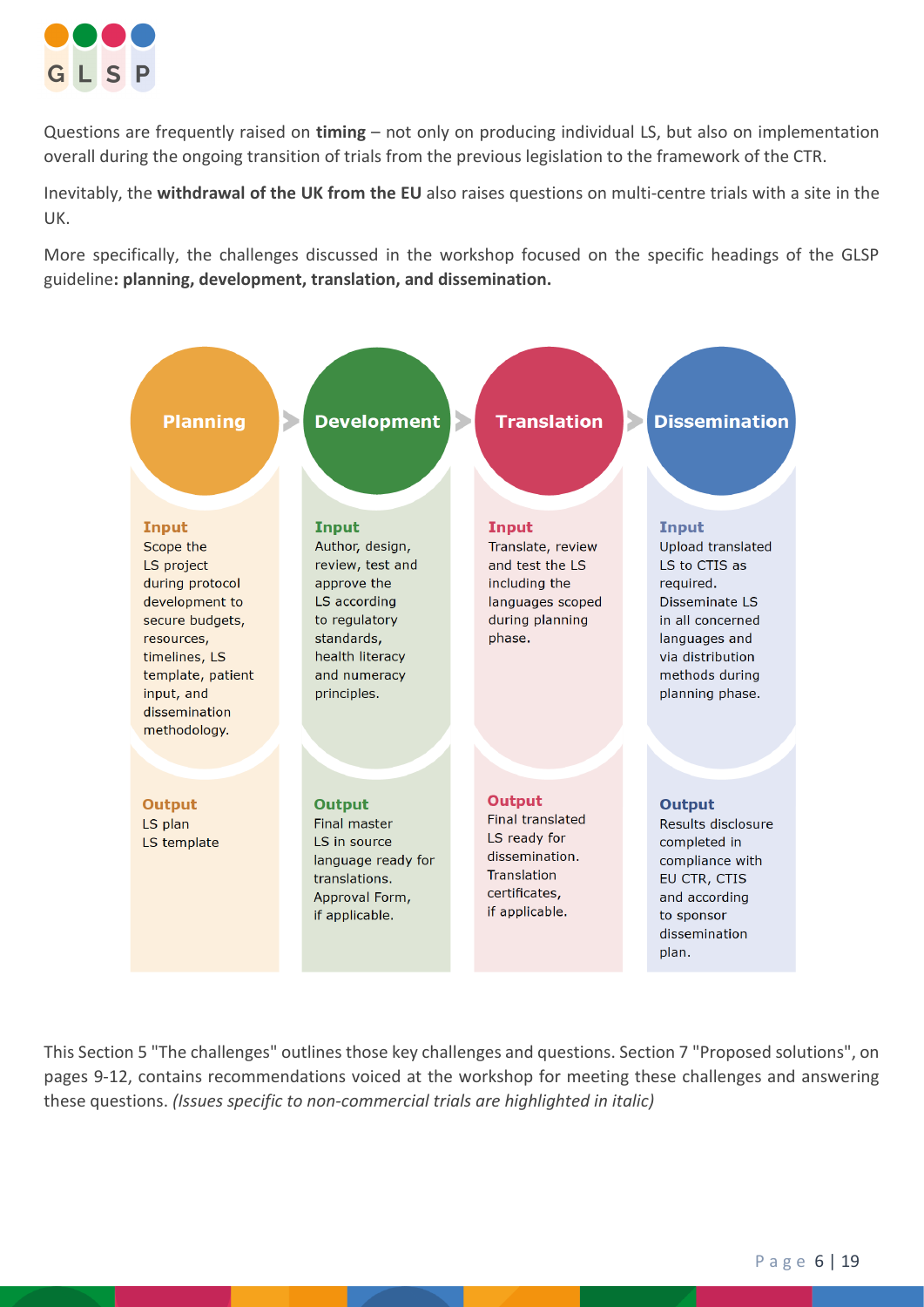Questions are frequently raised on **timing** – not only on producing individual LS, but also on implementation overall during the ongoing transition of trials from the previous legislation to the framework of the CTR.

Inevitably, the **withdrawal of the UK from the EU** also raises questions on multi-centre trials with a site in the UK.

More specifically, the challenges discussed in the workshop focused on the specific headings of the GLSP guideline**: planning, development, translation, and dissemination.**

| | Planning | Development | Translation | Dissemination |
|---|---|---|---|---|
| **Input** | Scope the LS project during protocol development to secure budgets, resources, timelines, LS template, patient input, and dissemination methodology. | Author, design, review, test and approve the LS according to regulatory standards, health literacy and numeracy principles. | Translate, review and test the LS including the languages scoped during planning phase. | Upload translated LS to CTIS as required. Disseminate LS in all concerned languages and via distribution methods during planning phase. |
| **Output** | LS plan<br>LS template | Final master LS in source language ready for translations. Approval Form, if applicable. | Final translated LS ready for dissemination. Translation certificates, if applicable. | Results disclosure completed in compliance with EU CTR, CTIS and according to sponsor dissemination plan. |

This Section 5 "The challenges" outlines those key challenges and questions. Section 7 "Proposed solutions", on pages 9-12, contains recommendations voiced at the workshop for meeting these challenges and answering these questions. *(Issues specific to non-commercial trials are highlighted in italic)*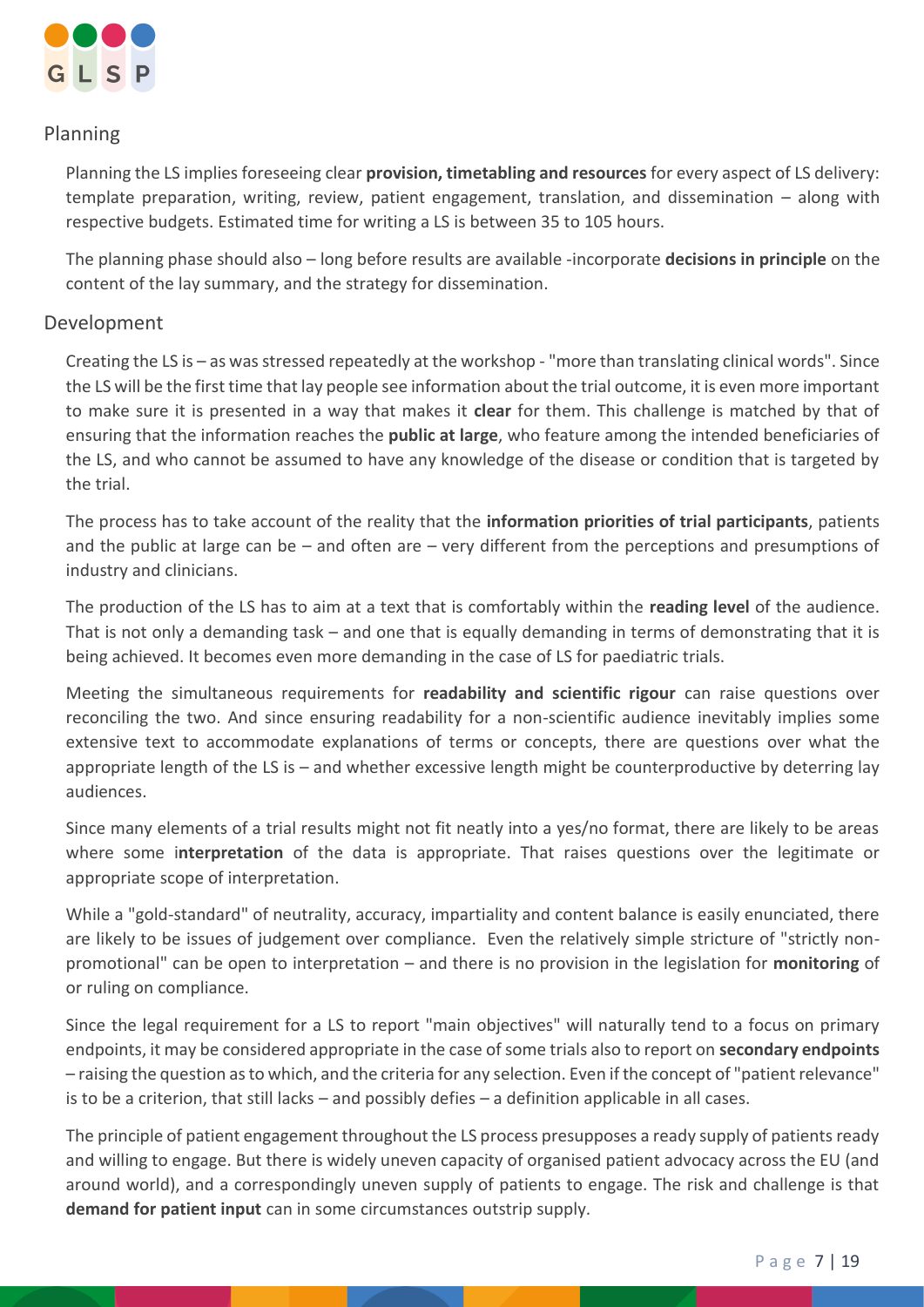## Planning

Planning the LS implies foreseeing clear **provision, timetabling and resources** for every aspect of LS delivery: template preparation, writing, review, patient engagement, translation, and dissemination – along with respective budgets. Estimated time for writing a LS is between 35 to 105 hours.

The planning phase should also – long before results are available -incorporate **decisions in principle** on the content of the lay summary, and the strategy for dissemination.

## Development

Creating the LS is – as was stressed repeatedly at the workshop - "more than translating clinical words". Since the LS will be the first time that lay people see information about the trial outcome, it is even more important to make sure it is presented in a way that makes it **clear** for them. This challenge is matched by that of ensuring that the information reaches the **public at large**, who feature among the intended beneficiaries of the LS, and who cannot be assumed to have any knowledge of the disease or condition that is targeted by the trial.

The process has to take account of the reality that the **information priorities of trial participants**, patients and the public at large can be – and often are – very different from the perceptions and presumptions of industry and clinicians.

The production of the LS has to aim at a text that is comfortably within the **reading level** of the audience. That is not only a demanding task – and one that is equally demanding in terms of demonstrating that it is being achieved. It becomes even more demanding in the case of LS for paediatric trials.

Meeting the simultaneous requirements for **readability and scientific rigour** can raise questions over reconciling the two. And since ensuring readability for a non-scientific audience inevitably implies some extensive text to accommodate explanations of terms or concepts, there are questions over what the appropriate length of the LS is – and whether excessive length might be counterproductive by deterring lay audiences.

Since many elements of a trial results might not fit neatly into a yes/no format, there are likely to be areas where some i**nterpretation** of the data is appropriate. That raises questions over the legitimate or appropriate scope of interpretation.

While a "gold-standard" of neutrality, accuracy, impartiality and content balance is easily enunciated, there are likely to be issues of judgement over compliance. Even the relatively simple stricture of "strictly non-promotional" can be open to interpretation – and there is no provision in the legislation for **monitoring** of or ruling on compliance.

Since the legal requirement for a LS to report "main objectives" will naturally tend to a focus on primary endpoints, it may be considered appropriate in the case of some trials also to report on **secondary endpoints** – raising the question as to which, and the criteria for any selection. Even if the concept of "patient relevance" is to be a criterion, that still lacks – and possibly defies – a definition applicable in all cases.

The principle of patient engagement throughout the LS process presupposes a ready supply of patients ready and willing to engage. But there is widely uneven capacity of organised patient advocacy across the EU (and around world), and a correspondingly uneven supply of patients to engage. The risk and challenge is that **demand for patient input** can in some circumstances outstrip supply.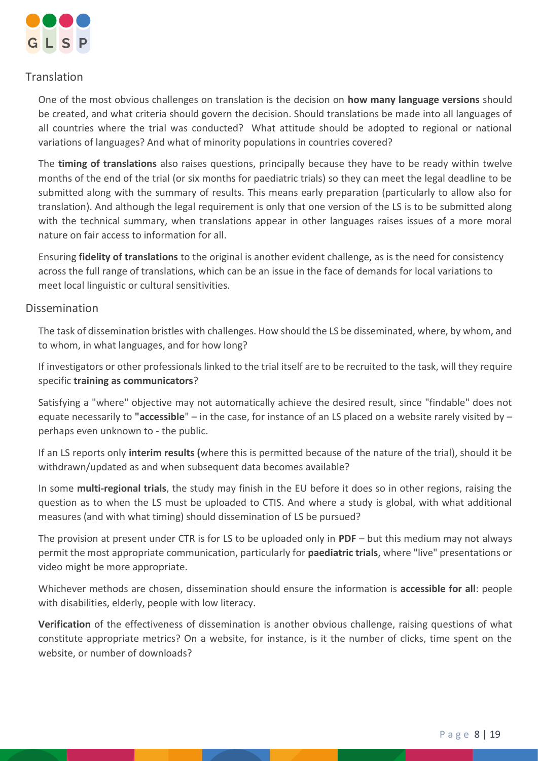## Translation

One of the most obvious challenges on translation is the decision on **how many language versions** should be created, and what criteria should govern the decision. Should translations be made into all languages of all countries where the trial was conducted? What attitude should be adopted to regional or national variations of languages? And what of minority populations in countries covered?

The **timing of translations** also raises questions, principally because they have to be ready within twelve months of the end of the trial (or six months for paediatric trials) so they can meet the legal deadline to be submitted along with the summary of results. This means early preparation (particularly to allow also for translation). And although the legal requirement is only that one version of the LS is to be submitted along with the technical summary, when translations appear in other languages raises issues of a more moral nature on fair access to information for all.

Ensuring **fidelity of translations** to the original is another evident challenge, as is the need for consistency across the full range of translations, which can be an issue in the face of demands for local variations to meet local linguistic or cultural sensitivities.

## Dissemination

The task of dissemination bristles with challenges. How should the LS be disseminated, where, by whom, and to whom, in what languages, and for how long?

If investigators or other professionals linked to the trial itself are to be recruited to the task, will they require specific **training as communicators**?

Satisfying a "where" objective may not automatically achieve the desired result, since "findable" does not equate necessarily to **"accessible**" – in the case, for instance of an LS placed on a website rarely visited by – perhaps even unknown to - the public.

If an LS reports only **interim results (**where this is permitted because of the nature of the trial), should it be withdrawn/updated as and when subsequent data becomes available?

In some **multi-regional trials**, the study may finish in the EU before it does so in other regions, raising the question as to when the LS must be uploaded to CTIS. And where a study is global, with what additional measures (and with what timing) should dissemination of LS be pursued?

The provision at present under CTR is for LS to be uploaded only in **PDF** – but this medium may not always permit the most appropriate communication, particularly for **paediatric trials**, where "live" presentations or video might be more appropriate.

Whichever methods are chosen, dissemination should ensure the information is **accessible for all**: people with disabilities, elderly, people with low literacy.

**Verification** of the effectiveness of dissemination is another obvious challenge, raising questions of what constitute appropriate metrics? On a website, for instance, is it the number of clicks, time spent on the website, or number of downloads?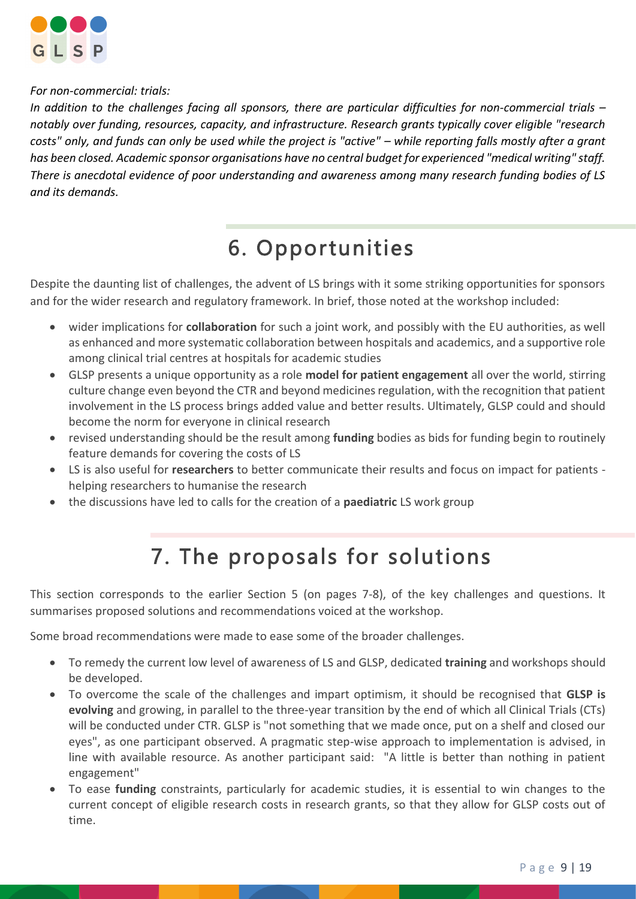*For non-commercial: trials:*

*In addition to the challenges facing all sponsors, there are particular difficulties for non-commercial trials – notably over funding, resources, capacity, and infrastructure. Research grants typically cover eligible "research costs" only, and funds can only be used while the project is "active" – while reporting falls mostly after a grant has been closed. Academic sponsor organisations have no central budget for experienced "medical writing" staff. There is anecdotal evidence of poor understanding and awareness among many research funding bodies of LS and its demands.*

## 6. Opportunities

Despite the daunting list of challenges, the advent of LS brings with it some striking opportunities for sponsors and for the wider research and regulatory framework. In brief, those noted at the workshop included:

- wider implications for **collaboration** for such a joint work, and possibly with the EU authorities, as well as enhanced and more systematic collaboration between hospitals and academics, and a supportive role among clinical trial centres at hospitals for academic studies
- GLSP presents a unique opportunity as a role **model for patient engagement** all over the world, stirring culture change even beyond the CTR and beyond medicines regulation, with the recognition that patient involvement in the LS process brings added value and better results. Ultimately, GLSP could and should become the norm for everyone in clinical research
- revised understanding should be the result among **funding** bodies as bids for funding begin to routinely feature demands for covering the costs of LS
- LS is also useful for **researchers** to better communicate their results and focus on impact for patients - helping researchers to humanise the research
- the discussions have led to calls for the creation of a **paediatric** LS work group

## 7. The proposals for solutions

This section corresponds to the earlier Section 5 (on pages 7-8), of the key challenges and questions. It summarises proposed solutions and recommendations voiced at the workshop.

Some broad recommendations were made to ease some of the broader challenges.

- To remedy the current low level of awareness of LS and GLSP, dedicated **training** and workshops should be developed.
- To overcome the scale of the challenges and impart optimism, it should be recognised that **GLSP is evolving** and growing, in parallel to the three-year transition by the end of which all Clinical Trials (CTs) will be conducted under CTR. GLSP is "not something that we made once, put on a shelf and closed our eyes", as one participant observed. A pragmatic step-wise approach to implementation is advised, in line with available resource. As another participant said: "A little is better than nothing in patient engagement"
- To ease **funding** constraints, particularly for academic studies, it is essential to win changes to the current concept of eligible research costs in research grants, so that they allow for GLSP costs out of time.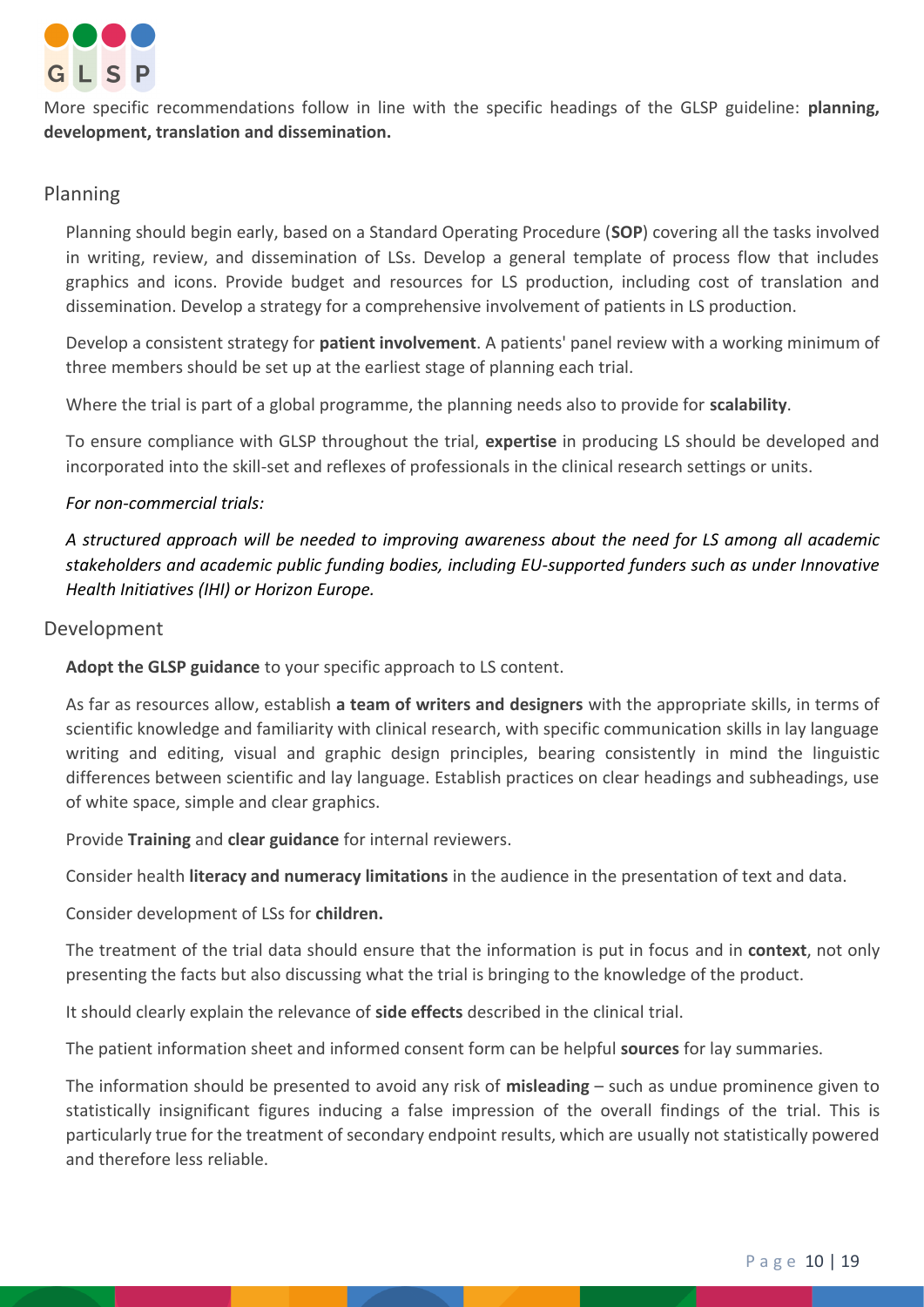More specific recommendations follow in line with the specific headings of the GLSP guideline: **planning, development, translation and dissemination.**

## Planning

Planning should begin early, based on a Standard Operating Procedure (**SOP**) covering all the tasks involved in writing, review, and dissemination of LSs. Develop a general template of process flow that includes graphics and icons. Provide budget and resources for LS production, including cost of translation and dissemination. Develop a strategy for a comprehensive involvement of patients in LS production.

Develop a consistent strategy for **patient involvement**. A patients' panel review with a working minimum of three members should be set up at the earliest stage of planning each trial.

Where the trial is part of a global programme, the planning needs also to provide for **scalability**.

To ensure compliance with GLSP throughout the trial, **expertise** in producing LS should be developed and incorporated into the skill-set and reflexes of professionals in the clinical research settings or units.

*For non-commercial trials:*

*A structured approach will be needed to improving awareness about the need for LS among all academic stakeholders and academic public funding bodies, including EU-supported funders such as under Innovative Health Initiatives (IHI) or Horizon Europe.*

## Development

**Adopt the GLSP guidance** to your specific approach to LS content.

As far as resources allow, establish **a team of writers and designers** with the appropriate skills, in terms of scientific knowledge and familiarity with clinical research, with specific communication skills in lay language writing and editing, visual and graphic design principles, bearing consistently in mind the linguistic differences between scientific and lay language. Establish practices on clear headings and subheadings, use of white space, simple and clear graphics.

Provide **Training** and **clear guidance** for internal reviewers.

Consider health **literacy and numeracy limitations** in the audience in the presentation of text and data.

Consider development of LSs for **children.**

The treatment of the trial data should ensure that the information is put in focus and in **context**, not only presenting the facts but also discussing what the trial is bringing to the knowledge of the product.

It should clearly explain the relevance of **side effects** described in the clinical trial.

The patient information sheet and informed consent form can be helpful **sources** for lay summaries.

The information should be presented to avoid any risk of **misleading** – such as undue prominence given to statistically insignificant figures inducing a false impression of the overall findings of the trial. This is particularly true for the treatment of secondary endpoint results, which are usually not statistically powered and therefore less reliable.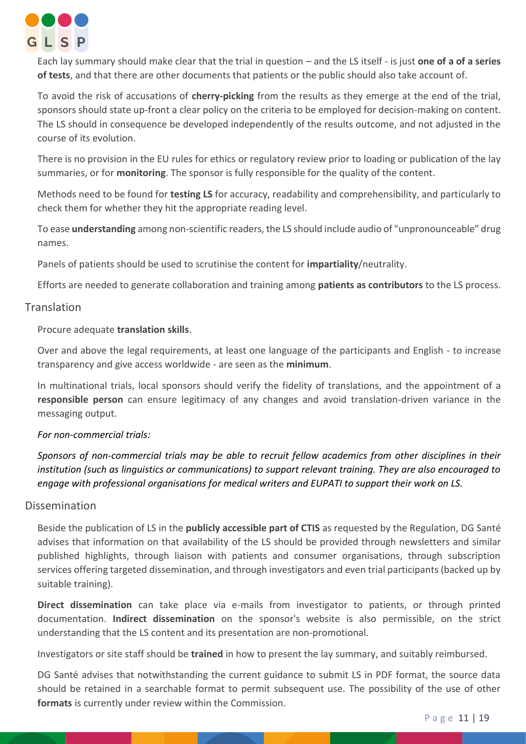Each lay summary should make clear that the trial in question – and the LS itself - is just **one of a of a series of tests**, and that there are other documents that patients or the public should also take account of.

To avoid the risk of accusations of **cherry-picking** from the results as they emerge at the end of the trial, sponsors should state up-front a clear policy on the criteria to be employed for decision-making on content. The LS should in consequence be developed independently of the results outcome, and not adjusted in the course of its evolution.

There is no provision in the EU rules for ethics or regulatory review prior to loading or publication of the lay summaries, or for **monitoring**. The sponsor is fully responsible for the quality of the content.

Methods need to be found for **testing LS** for accuracy, readability and comprehensibility, and particularly to check them for whether they hit the appropriate reading level.

To ease **understanding** among non-scientific readers, the LS should include audio of "unpronounceable" drug names.

Panels of patients should be used to scrutinise the content for **impartiality**/neutrality.

Efforts are needed to generate collaboration and training among **patients as contributors** to the LS process.

## Translation

Procure adequate **translation skills**.

Over and above the legal requirements, at least one language of the participants and English - to increase transparency and give access worldwide - are seen as the **minimum**.

In multinational trials, local sponsors should verify the fidelity of translations, and the appointment of a **responsible person** can ensure legitimacy of any changes and avoid translation-driven variance in the messaging output.

*For non-commercial trials:*

*Sponsors of non-commercial trials may be able to recruit fellow academics from other disciplines in their institution (such as linguistics or communications) to support relevant training. They are also encouraged to engage with professional organisations for medical writers and EUPATI to support their work on LS.*

## Dissemination

Beside the publication of LS in the **publicly accessible part of CTIS** as requested by the Regulation, DG Santé advises that information on that availability of the LS should be provided through newsletters and similar published highlights, through liaison with patients and consumer organisations, through subscription services offering targeted dissemination, and through investigators and even trial participants (backed up by suitable training).

**Direct dissemination** can take place via e-mails from investigator to patients, or through printed documentation. **Indirect dissemination** on the sponsor's website is also permissible, on the strict understanding that the LS content and its presentation are non-promotional.

Investigators or site staff should be **trained** in how to present the lay summary, and suitably reimbursed.

DG Santé advises that notwithstanding the current guidance to submit LS in PDF format, the source data should be retained in a searchable format to permit subsequent use. The possibility of the use of other **formats** is currently under review within the Commission.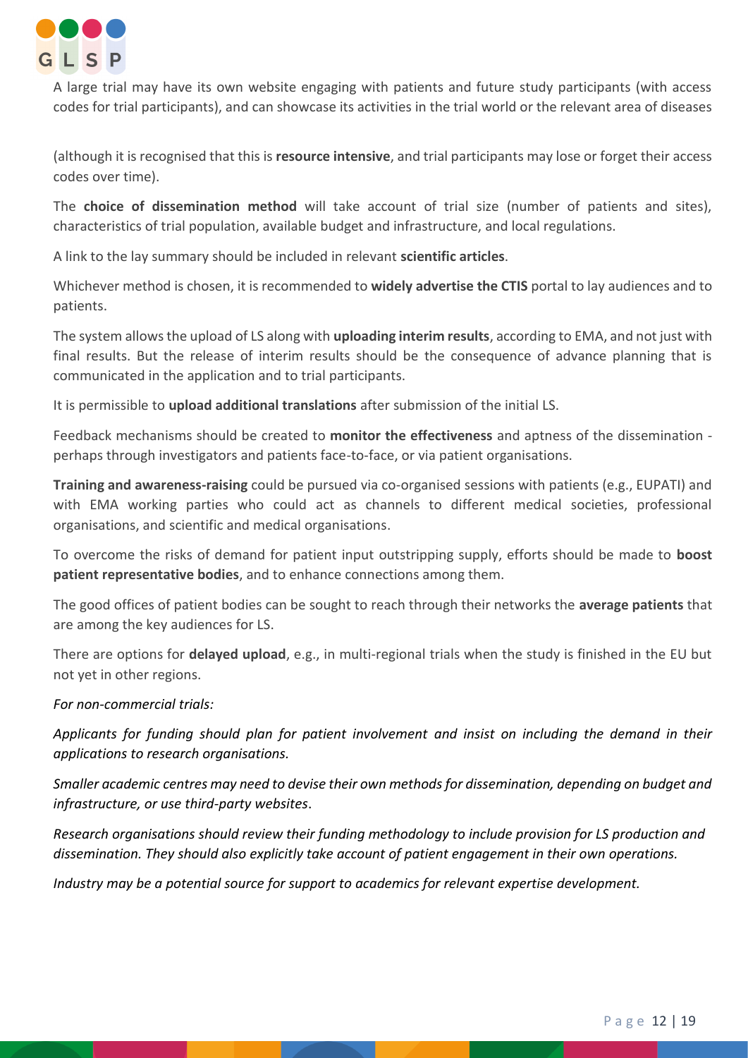A large trial may have its own website engaging with patients and future study participants (with access codes for trial participants), and can showcase its activities in the trial world or the relevant area of diseases

(although it is recognised that this is **resource intensive**, and trial participants may lose or forget their access codes over time).

The **choice of dissemination method** will take account of trial size (number of patients and sites), characteristics of trial population, available budget and infrastructure, and local regulations.

A link to the lay summary should be included in relevant **scientific articles**.

Whichever method is chosen, it is recommended to **widely advertise the CTIS** portal to lay audiences and to patients.

The system allows the upload of LS along with **uploading interim results**, according to EMA, and not just with final results. But the release of interim results should be the consequence of advance planning that is communicated in the application and to trial participants.

It is permissible to **upload additional translations** after submission of the initial LS.

Feedback mechanisms should be created to **monitor the effectiveness** and aptness of the dissemination - perhaps through investigators and patients face-to-face, or via patient organisations.

**Training and awareness-raising** could be pursued via co-organised sessions with patients (e.g., EUPATI) and with EMA working parties who could act as channels to different medical societies, professional organisations, and scientific and medical organisations.

To overcome the risks of demand for patient input outstripping supply, efforts should be made to **boost patient representative bodies**, and to enhance connections among them.

The good offices of patient bodies can be sought to reach through their networks the **average patients** that are among the key audiences for LS.

There are options for **delayed upload**, e.g., in multi-regional trials when the study is finished in the EU but not yet in other regions.

*For non-commercial trials:*

*Applicants for funding should plan for patient involvement and insist on including the demand in their applications to research organisations.*

*Smaller academic centres may need to devise their own methods for dissemination, depending on budget and infrastructure, or use third-party websites*.

*Research organisations should review their funding methodology to include provision for LS production and dissemination. They should also explicitly take account of patient engagement in their own operations.*

*Industry may be a potential source for support to academics for relevant expertise development.*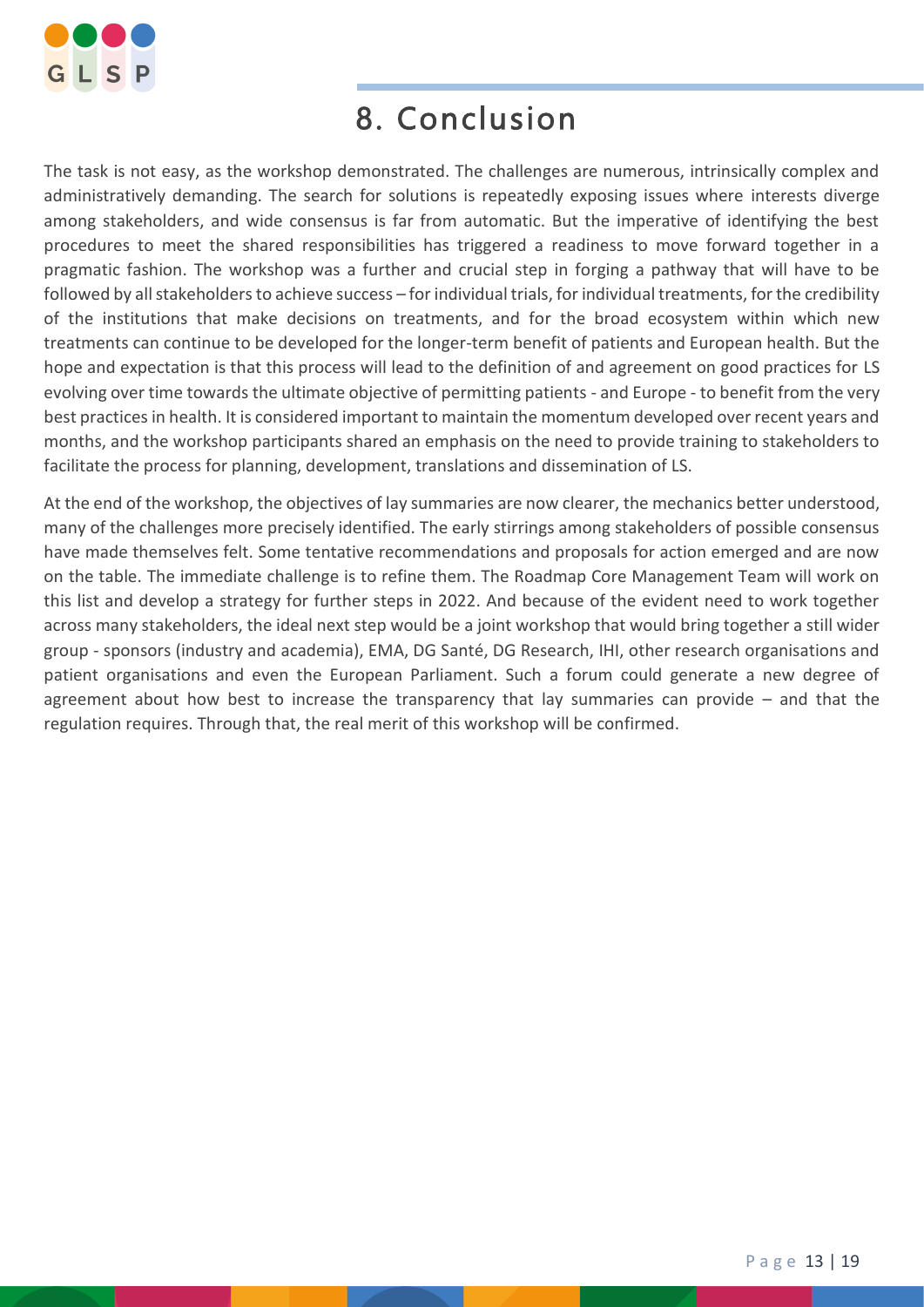# 8. Conclusion

The task is not easy, as the workshop demonstrated. The challenges are numerous, intrinsically complex and administratively demanding. The search for solutions is repeatedly exposing issues where interests diverge among stakeholders, and wide consensus is far from automatic. But the imperative of identifying the best procedures to meet the shared responsibilities has triggered a readiness to move forward together in a pragmatic fashion. The workshop was a further and crucial step in forging a pathway that will have to be followed by all stakeholders to achieve success – for individual trials, for individual treatments, for the credibility of the institutions that make decisions on treatments, and for the broad ecosystem within which new treatments can continue to be developed for the longer-term benefit of patients and European health. But the hope and expectation is that this process will lead to the definition of and agreement on good practices for LS evolving over time towards the ultimate objective of permitting patients - and Europe - to benefit from the very best practices in health. It is considered important to maintain the momentum developed over recent years and months, and the workshop participants shared an emphasis on the need to provide training to stakeholders to facilitate the process for planning, development, translations and dissemination of LS.

At the end of the workshop, the objectives of lay summaries are now clearer, the mechanics better understood, many of the challenges more precisely identified. The early stirrings among stakeholders of possible consensus have made themselves felt. Some tentative recommendations and proposals for action emerged and are now on the table. The immediate challenge is to refine them. The Roadmap Core Management Team will work on this list and develop a strategy for further steps in 2022. And because of the evident need to work together across many stakeholders, the ideal next step would be a joint workshop that would bring together a still wider group - sponsors (industry and academia), EMA, DG Santé, DG Research, IHI, other research organisations and patient organisations and even the European Parliament. Such a forum could generate a new degree of agreement about how best to increase the transparency that lay summaries can provide – and that the regulation requires. Through that, the real merit of this workshop will be confirmed.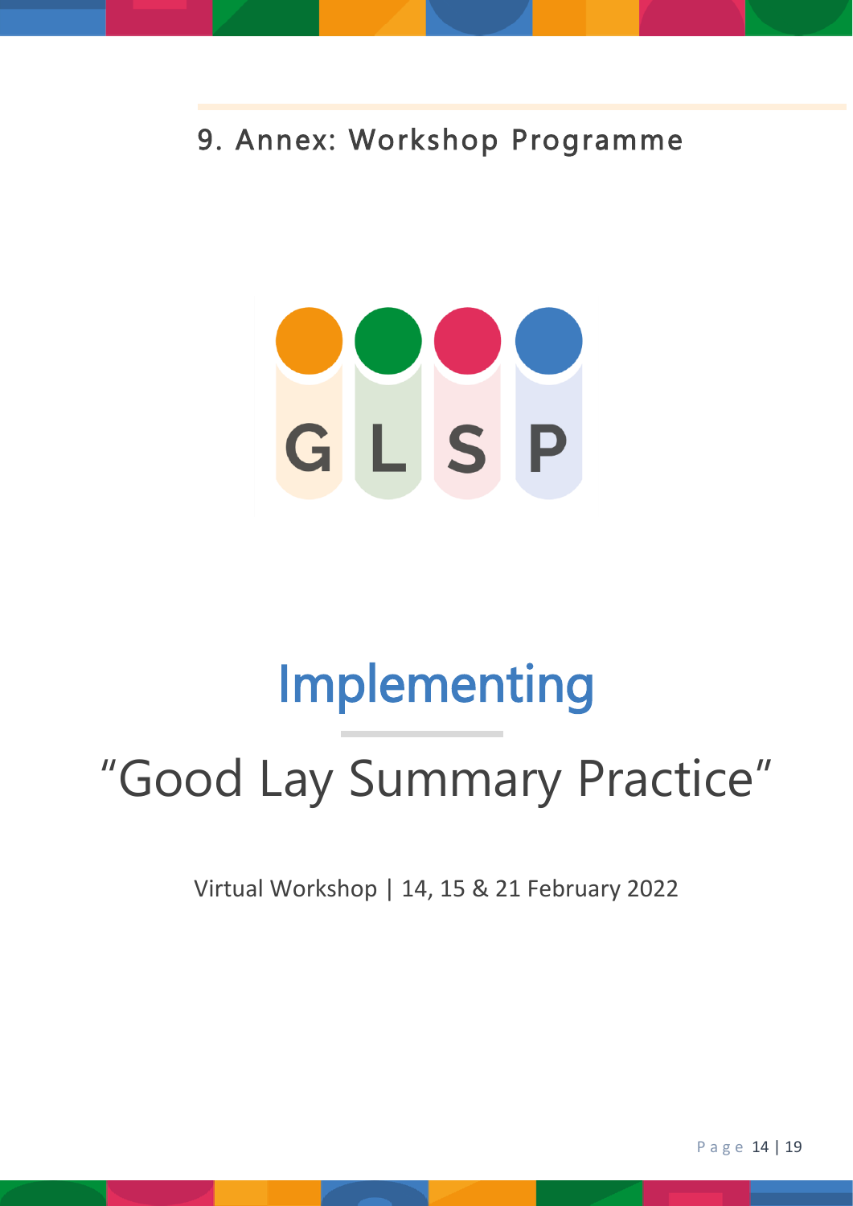# 9. Annex: Workshop Programme

G L S P

# Implementing

## "Good Lay Summary Practice"

Virtual Workshop | 14, 15 & 21 February 2022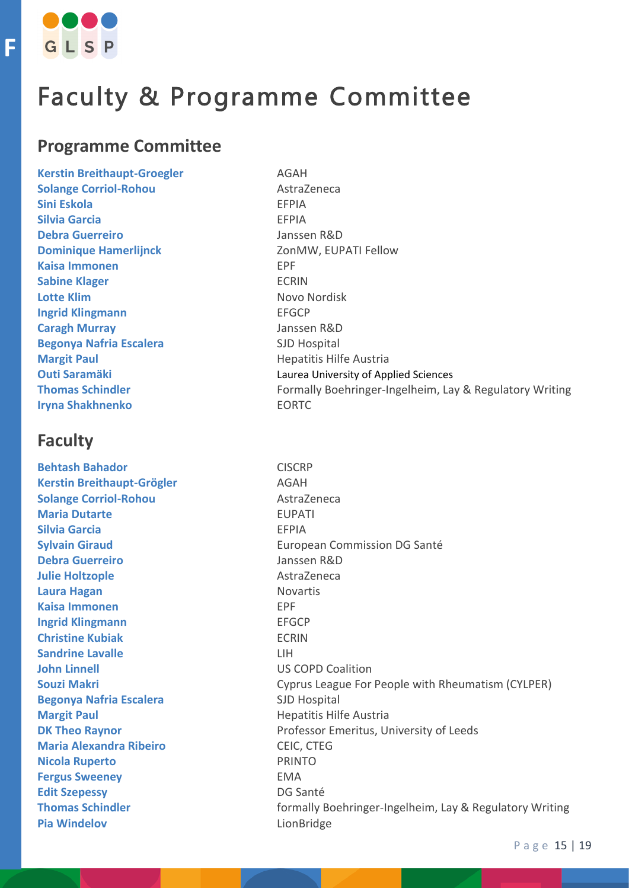# Faculty & Programme Committee

## Programme Committee

| | |
|---|---|
| **Kerstin Breithaupt-Groegler** | AGAH |
| **Solange Corriol-Rohou** | AstraZeneca |
| **Sini Eskola** | EFPIA |
| **Silvia Garcia** | EFPIA |
| **Debra Guerreiro** | Janssen R&D |
| **Dominique Hamerlijnck** | ZonMW, EUPATI Fellow |
| **Kaisa Immonen** | EPF |
| **Sabine Klager** | ECRIN |
| **Lotte Klim** | Novo Nordisk |
| **Ingrid Klingmann** | EFGCP |
| **Caragh Murray** | Janssen R&D |
| **Begonya Nafria Escalera** | SJD Hospital |
| **Margit Paul** | Hepatitis Hilfe Austria |
| **Outi Saramäki** | Laurea University of Applied Sciences |
| **Thomas Schindler** | Formally Boehringer-Ingelheim, Lay & Regulatory Writing |
| **Iryna Shakhnenko** | EORTC |

## Faculty

| | |
|---|---|
| **Behtash Bahador** | CISCRP |
| **Kerstin Breithaupt-Grögler** | AGAH |
| **Solange Corriol-Rohou** | AstraZeneca |
| **Maria Dutarte** | EUPATI |
| **Silvia Garcia** | EFPIA |
| **Sylvain Giraud** | European Commission DG Santé |
| **Debra Guerreiro** | Janssen R&D |
| **Julie Holtzople** | AstraZeneca |
| **Laura Hagan** | Novartis |
| **Kaisa Immonen** | EPF |
| **Ingrid Klingmann** | EFGCP |
| **Christine Kubiak** | ECRIN |
| **Sandrine Lavalle** | LIH |
| **John Linnell** | US COPD Coalition |
| **Souzi Makri** | Cyprus League For People with Rheumatism (CYLPER) |
| **Begonya Nafria Escalera** | SJD Hospital |
| **Margit Paul** | Hepatitis Hilfe Austria |
| **DK Theo Raynor** | Professor Emeritus, University of Leeds |
| **Maria Alexandra Ribeiro** | CEIC, CTEG |
| **Nicola Ruperto** | PRINTO |
| **Fergus Sweeney** | EMA |
| **Edit Szepessy** | DG Santé |
| **Thomas Schindler** | formally Boehringer-Ingelheim, Lay & Regulatory Writing |
| **Pia Windelov** | LionBridge |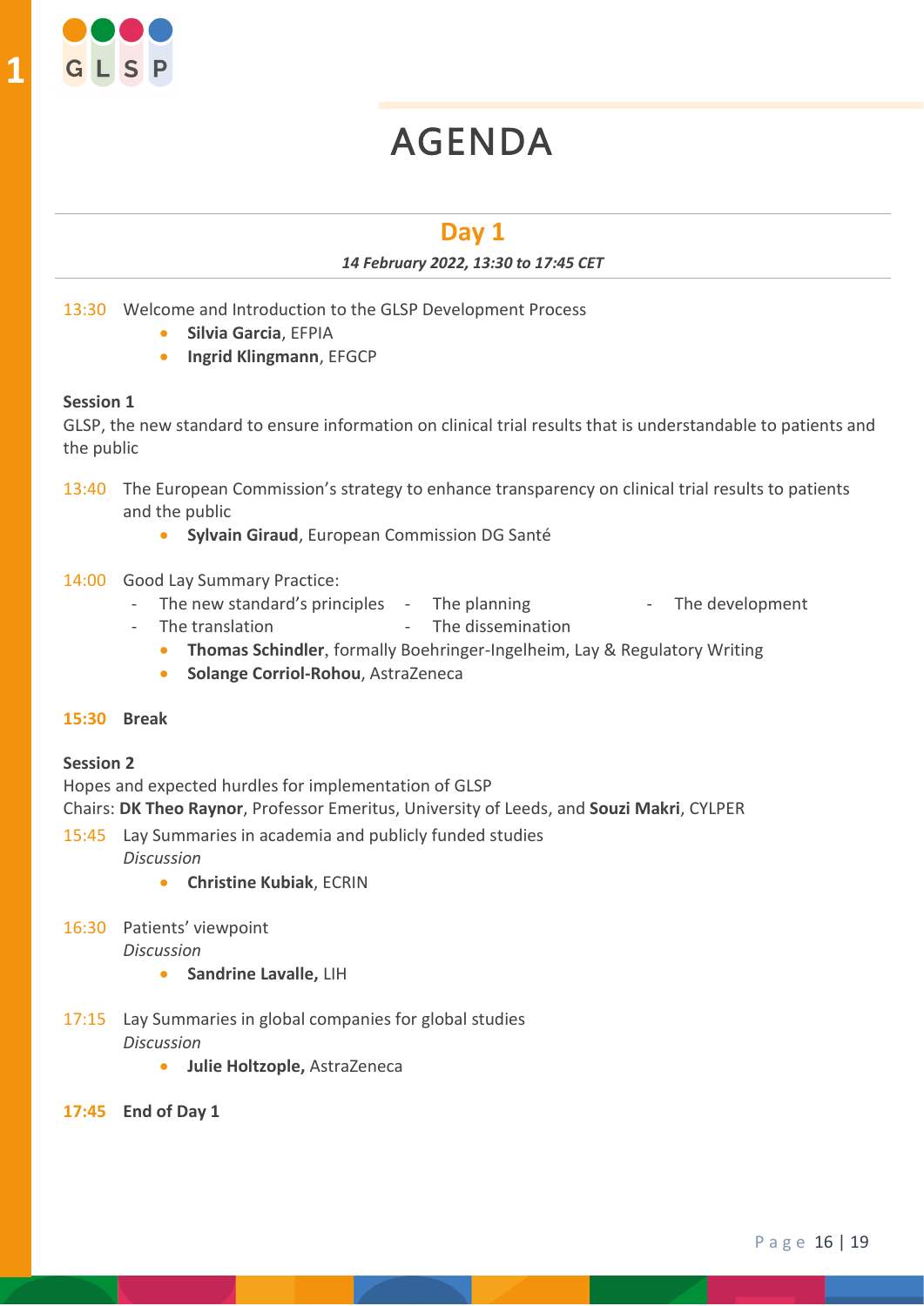# AGENDA

## Day 1

***14 February 2022, 13:30 to 17:45 CET***

13:30 Welcome and Introduction to the GLSP Development Process

- **Silvia Garcia**, EFPIA
- **Ingrid Klingmann**, EFGCP

**Session 1**

GLSP, the new standard to ensure information on clinical trial results that is understandable to patients and the public

13:40 The European Commission's strategy to enhance transparency on clinical trial results to patients and the public

- **Sylvain Giraud**, European Commission DG Santé

14:00 Good Lay Summary Practice:

- The new standard's principles
- The planning
- The development
- The translation
- The dissemination

- **Thomas Schindler**, formally Boehringer-Ingelheim, Lay & Regulatory Writing
- **Solange Corriol-Rohou**, AstraZeneca

**15:30 Break**

**Session 2**

Hopes and expected hurdles for implementation of GLSP

Chairs: **DK Theo Raynor**, Professor Emeritus, University of Leeds, and **Souzi Makri**, CYLPER

15:45 Lay Summaries in academia and publicly funded studies

*Discussion*

- **Christine Kubiak**, ECRIN

16:30 Patients' viewpoint

*Discussion*

- **Sandrine Lavalle,** LIH

17:15 Lay Summaries in global companies for global studies

*Discussion*

- **Julie Holtzople,** AstraZeneca

**17:45 End of Day 1**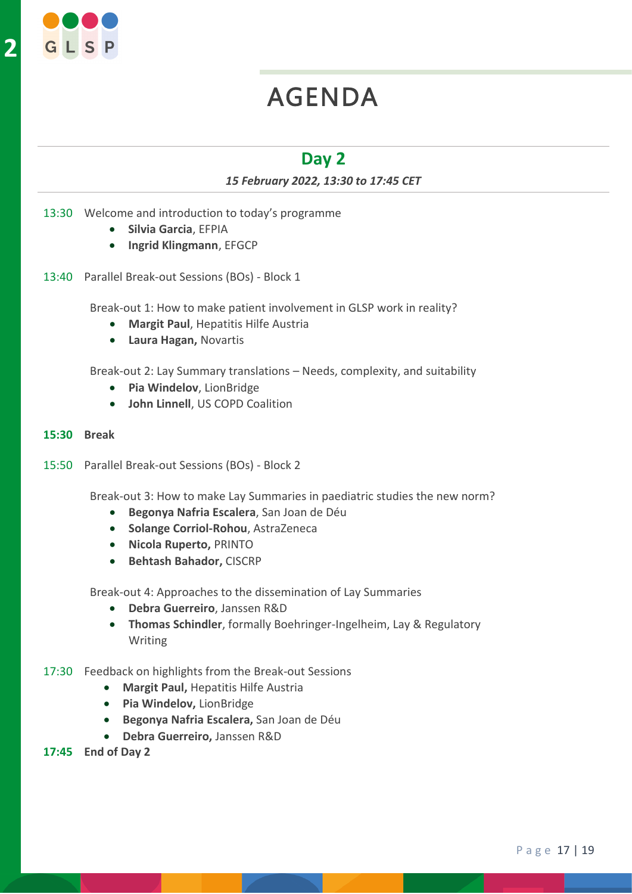# AGENDA

## Day 2

***15 February 2022, 13:30 to 17:45 CET***

13:30 Welcome and introduction to today's programme

- **Silvia Garcia**, EFPIA
- **Ingrid Klingmann**, EFGCP

13:40 Parallel Break-out Sessions (BOs) - Block 1

Break-out 1: How to make patient involvement in GLSP work in reality?

- **Margit Paul**, Hepatitis Hilfe Austria
- **Laura Hagan,** Novartis

Break-out 2: Lay Summary translations – Needs, complexity, and suitability

- **Pia Windelov**, LionBridge
- **John Linnell**, US COPD Coalition

**15:30 Break**

15:50 Parallel Break-out Sessions (BOs) - Block 2

Break-out 3: How to make Lay Summaries in paediatric studies the new norm?

- **Begonya Nafria Escalera**, San Joan de Déu
- **Solange Corriol-Rohou**, AstraZeneca
- **Nicola Ruperto,** PRINTO
- **Behtash Bahador,** CISCRP

Break-out 4: Approaches to the dissemination of Lay Summaries

- **Debra Guerreiro**, Janssen R&D
- **Thomas Schindler**, formally Boehringer-Ingelheim, Lay & Regulatory Writing

17:30 Feedback on highlights from the Break-out Sessions

- **Margit Paul,** Hepatitis Hilfe Austria
- **Pia Windelov,** LionBridge
- **Begonya Nafria Escalera,** San Joan de Déu
- **Debra Guerreiro,** Janssen R&D

**17:45 End of Day 2**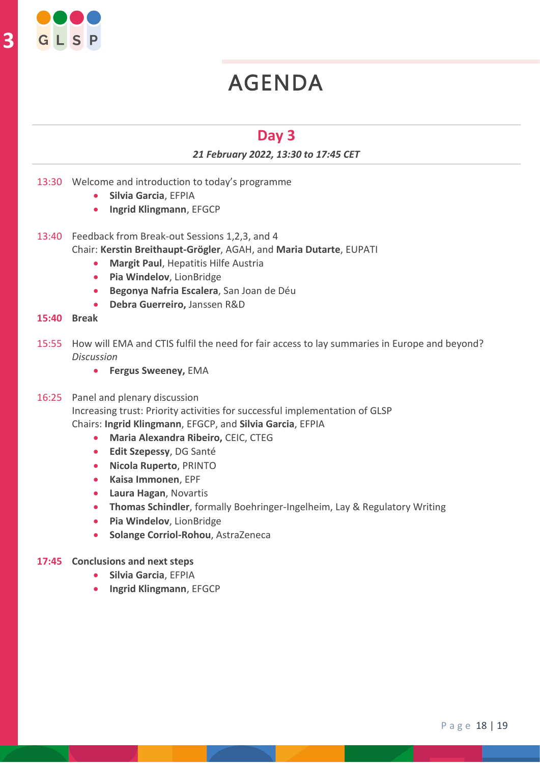# AGENDA

## Day 3

***21 February 2022, 13:30 to 17:45 CET***

13:30 Welcome and introduction to today's programme

- **Silvia Garcia**, EFPIA
- **Ingrid Klingmann**, EFGCP

13:40 Feedback from Break-out Sessions 1,2,3, and 4
Chair: **Kerstin Breithaupt-Grögler**, AGAH, and **Maria Dutarte**, EUPATI

- **Margit Paul**, Hepatitis Hilfe Austria
- **Pia Windelov**, LionBridge
- **Begonya Nafria Escalera**, San Joan de Déu
- **Debra Guerreiro,** Janssen R&D

**15:40 Break**

15:55 How will EMA and CTIS fulfil the need for fair access to lay summaries in Europe and beyond?
*Discussion*

- **Fergus Sweeney,** EMA

16:25 Panel and plenary discussion
Increasing trust: Priority activities for successful implementation of GLSP
Chairs: **Ingrid Klingmann**, EFGCP, and **Silvia Garcia**, EFPIA

- **Maria Alexandra Ribeiro,** CEIC, CTEG
- **Edit Szepessy**, DG Santé
- **Nicola Ruperto**, PRINTO
- **Kaisa Immonen**, EPF
- **Laura Hagan**, Novartis
- **Thomas Schindler**, formally Boehringer-Ingelheim, Lay & Regulatory Writing
- **Pia Windelov**, LionBridge
- **Solange Corriol-Rohou**, AstraZeneca

**17:45 Conclusions and next steps**

- **Silvia Garcia**, EFPIA
- **Ingrid Klingmann**, EFGCP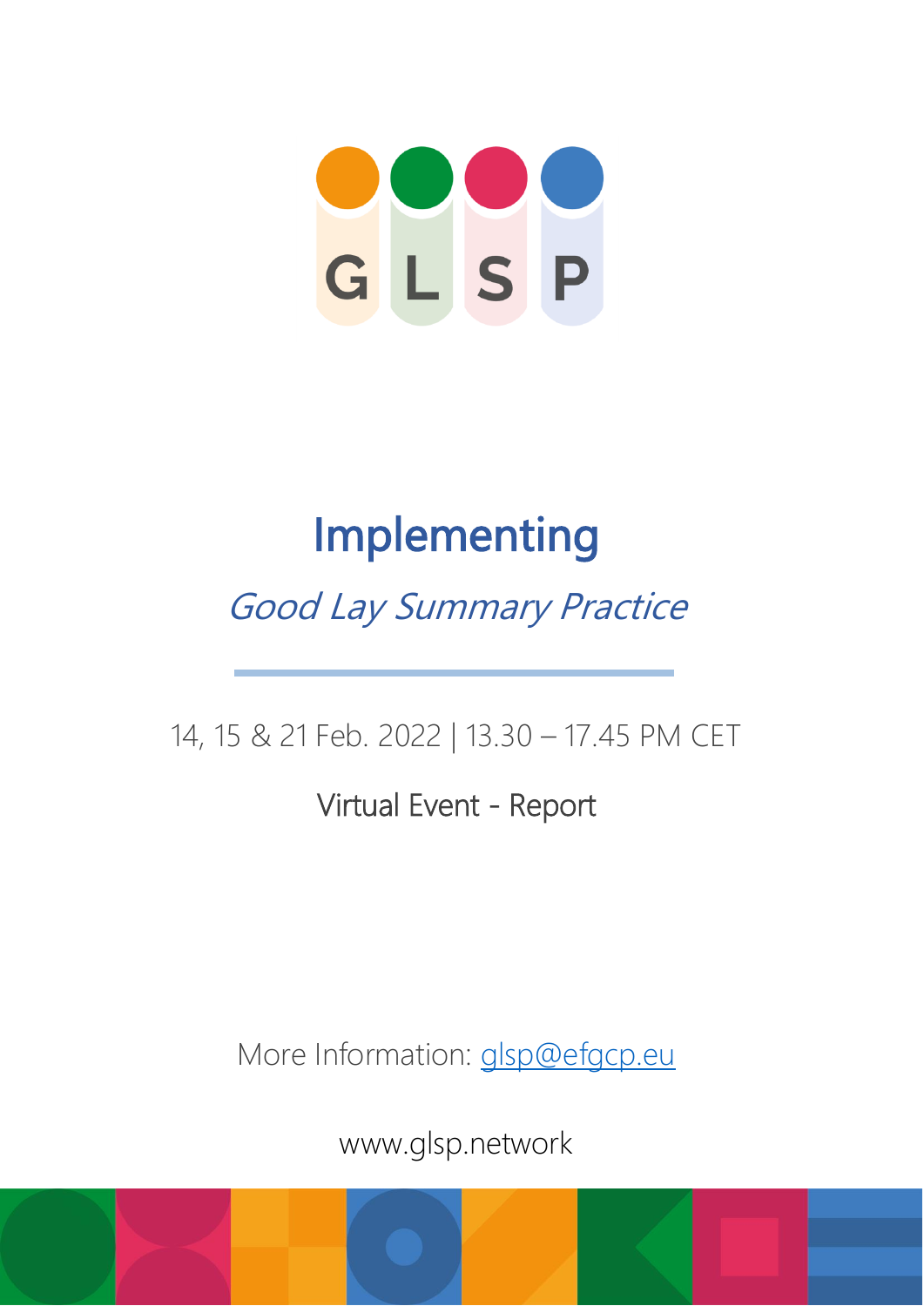G L S P

# Implementing

## *Good Lay Summary Practice*

14, 15 & 21 Feb. 2022 | 13.30 – 17.45 PM CET

Virtual Event - Report

More Information: glsp@efgcp.eu

www.glsp.network